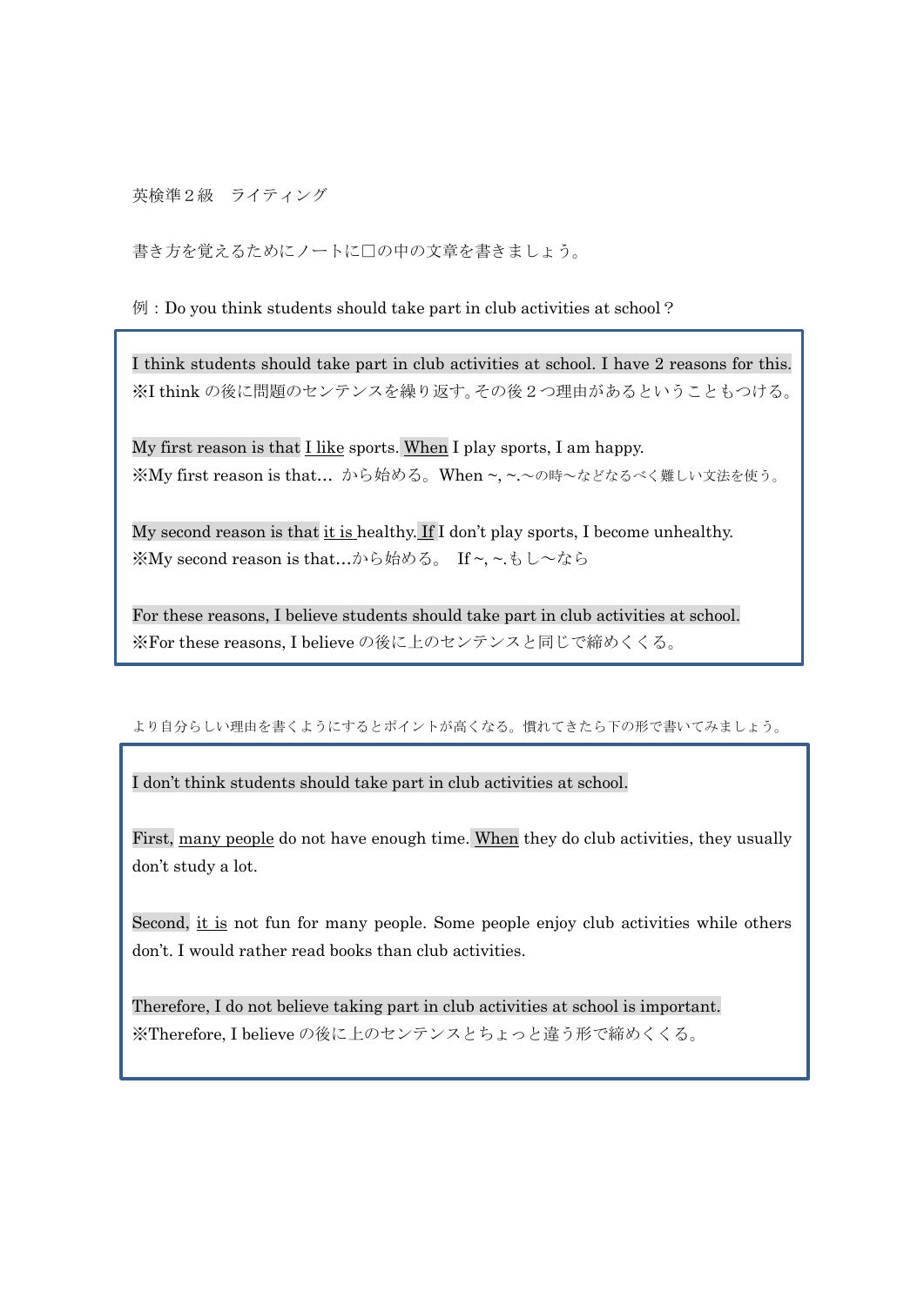英検準２級　ライティング

書き方を覚えるためにノートに□の中の文章を書きましょう。

例：Do you think students should take part in club activities at school？

> I think students should take part in club activities at school. I have 2 reasons for this.
> ※I think の後に問題のセンテンスを繰り返す。その後２つ理由があるということもつける。
>
> My first reason is that I like sports. When I play sports, I am happy.
> ※My first reason is that… から始める。When ~, ~.～の時～などなるべく難しい文法を使う。
>
> My second reason is that it is healthy. If I don't play sports, I become unhealthy.
> ※My second reason is that…から始める。　If ~, ~.もし～なら
>
> For these reasons, I believe students should take part in club activities at school.
> ※For these reasons, I believe の後に上のセンテンスと同じで締めくくる。

より自分らしい理由を書くようにするとポイントが高くなる。慣れてきたら下の形で書いてみましょう。

> I don't think students should take part in club activities at school.
>
> First, many people do not have enough time. When they do club activities, they usually don't study a lot.
>
> Second, it is not fun for many people. Some people enjoy club activities while others don't. I would rather read books than club activities.
>
> Therefore, I do not believe taking part in club activities at school is important.
> ※Therefore, I believe の後に上のセンテンスとちょっと違う形で締めくくる。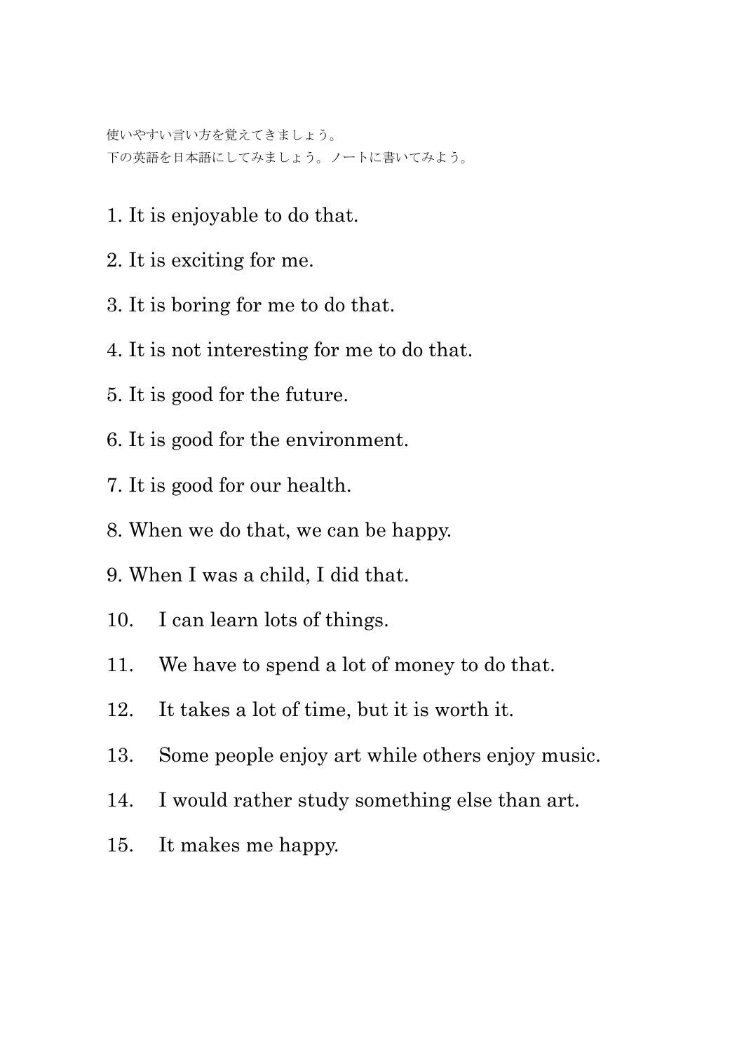使いやすい言い方を覚えてきましょう。
下の英語を日本語にしてみましょう。ノートに書いてみよう。

1. It is enjoyable to do that.
2. It is exciting for me.
3. It is boring for me to do that.
4. It is not interesting for me to do that.
5. It is good for the future.
6. It is good for the environment.
7. It is good for our health.
8. When we do that, we can be happy.
9. When I was a child, I did that.
10. I can learn lots of things.
11. We have to spend a lot of money to do that.
12. It takes a lot of time, but it is worth it.
13. Some people enjoy art while others enjoy music.
14. I would rather study something else than art.
15. It makes me happy.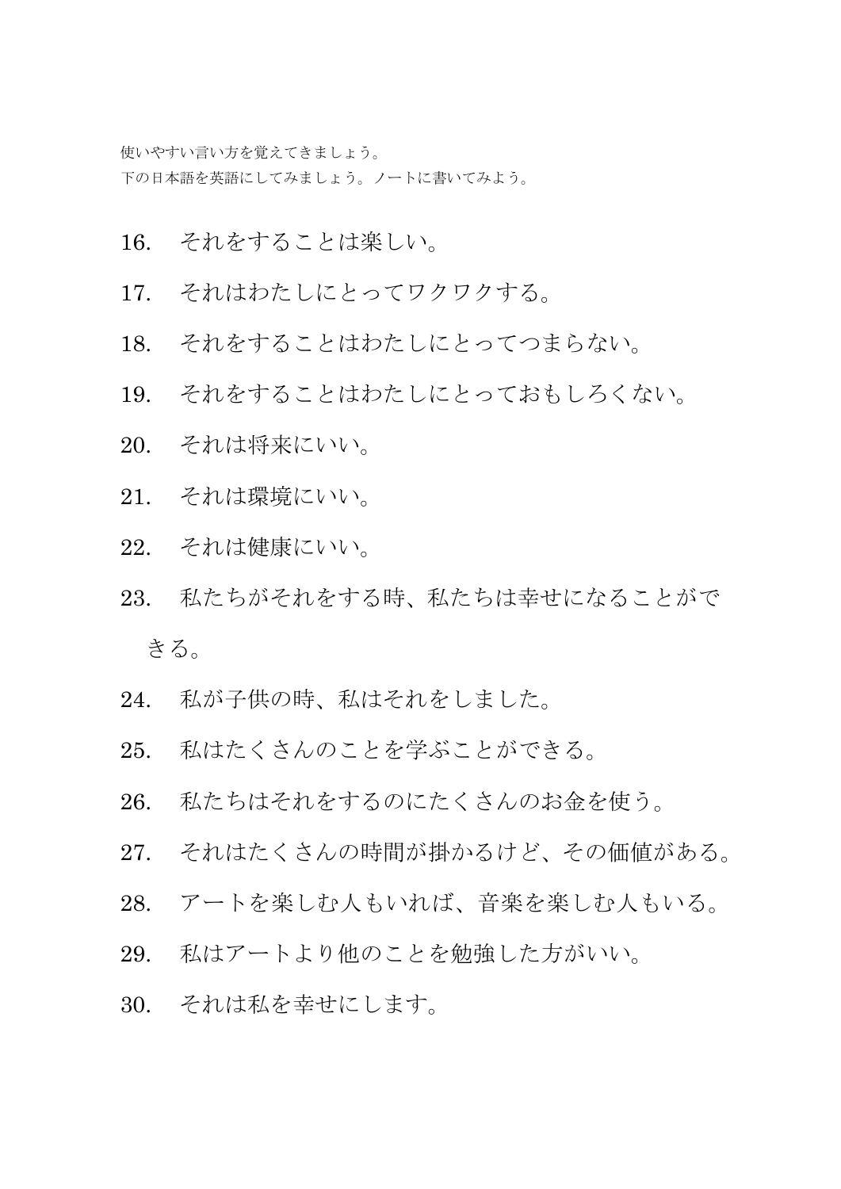使いやすい言い方を覚えてきましょう。
下の日本語を英語にしてみましょう。ノートに書いてみよう。

16. それをすることは楽しい。

17. それはわたしにとってワクワクする。

18. それをすることはわたしにとってつまらない。

19. それをすることはわたしにとっておもしろくない。

20. それは将来にいい。

21. それは環境にいい。

22. それは健康にいい。

23. 私たちがそれをする時、私たちは幸せになることができる。

24. 私が子供の時、私はそれをしました。

25. 私はたくさんのことを学ぶことができる。

26. 私たちはそれをするのにたくさんのお金を使う。

27. それはたくさんの時間が掛かるけど、その価値がある。

28. アートを楽しむ人もいれば、音楽を楽しむ人もいる。

29. 私はアートより他のことを勉強した方がいい。

30. それは私を幸せにします。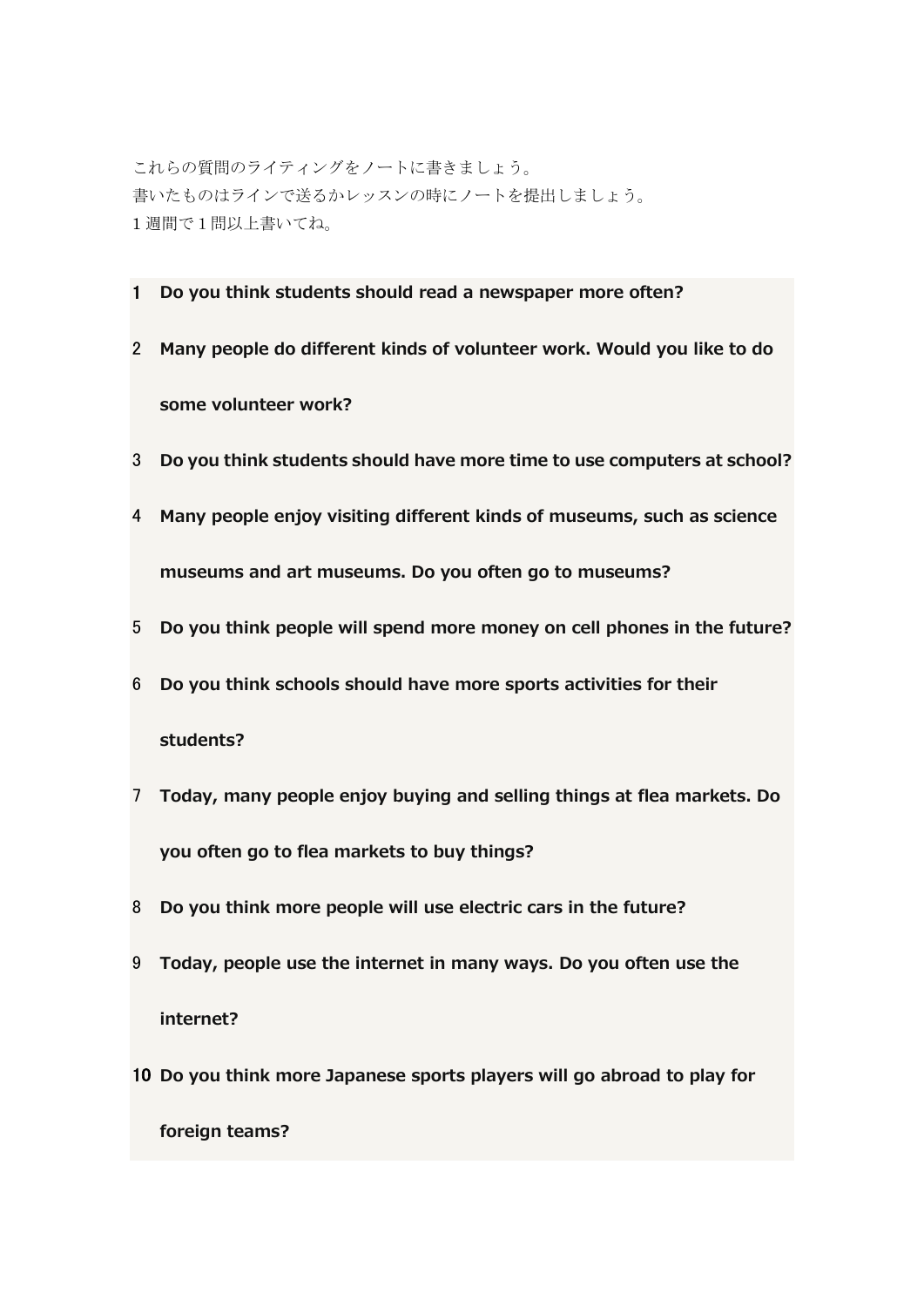これらの質問のライティングをノートに書きましょう。
書いたものはラインで送るかレッスンの時にノートを提出しましょう。
1週間で1問以上書いてね。

1. **Do you think students should read a newspaper more often?**
2. **Many people do different kinds of volunteer work. Would you like to do some volunteer work?**
3. **Do you think students should have more time to use computers at school?**
4. **Many people enjoy visiting different kinds of museums, such as science museums and art museums. Do you often go to museums?**
5. **Do you think people will spend more money on cell phones in the future?**
6. **Do you think schools should have more sports activities for their students?**
7. **Today, many people enjoy buying and selling things at flea markets. Do you often go to flea markets to buy things?**
8. **Do you think more people will use electric cars in the future?**
9. **Today, people use the internet in many ways. Do you often use the internet?**
10. **Do you think more Japanese sports players will go abroad to play for foreign teams?**